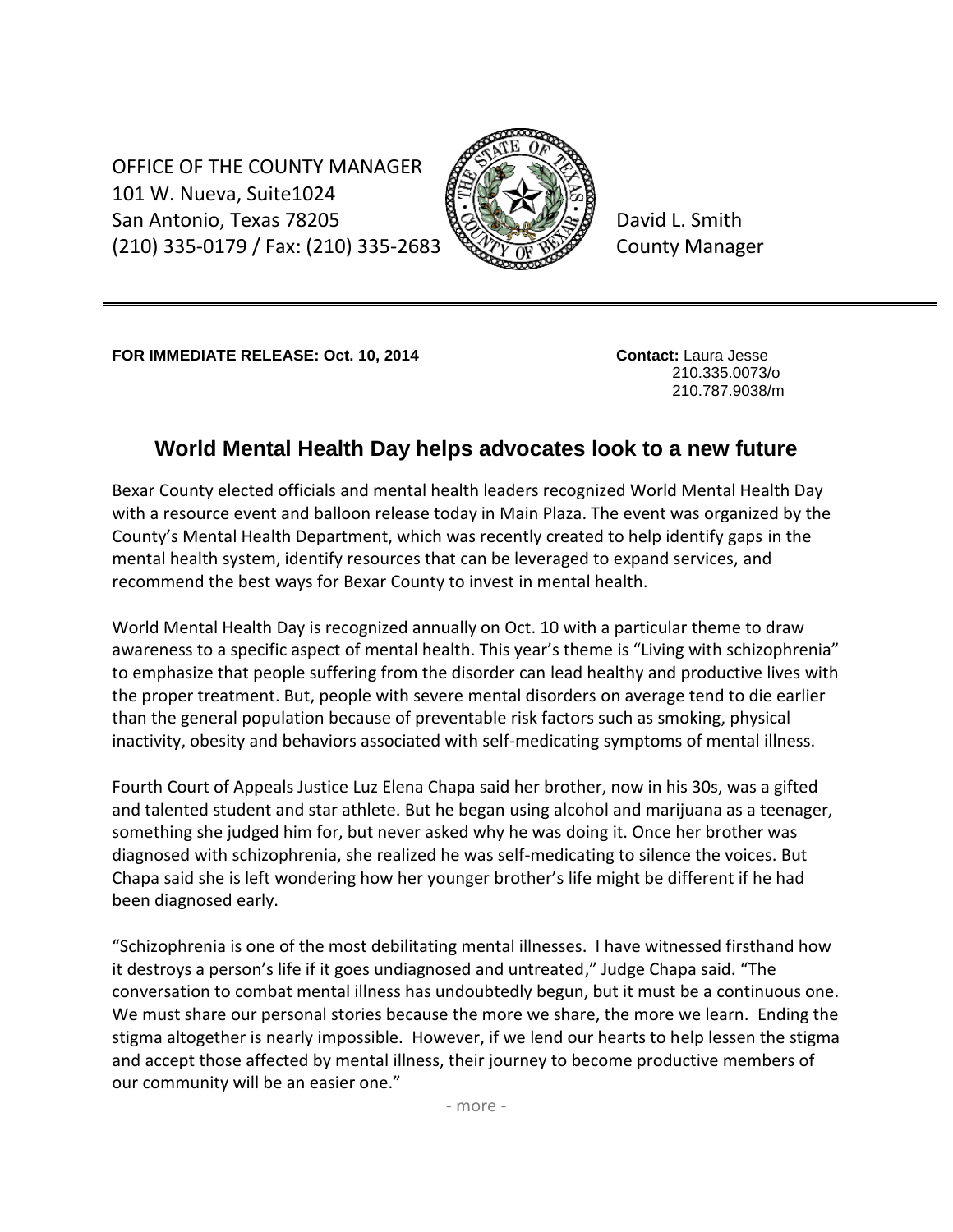OFFICE OF THE COUNTY MANAGER
101 W. Nueva, Suite1024
San Antonio, Texas 78205
(210) 335-0179 / Fax: (210) 335-2683

David L. Smith
County Manager

---

**FOR IMMEDIATE RELEASE: Oct. 10, 2014**

**Contact:** Laura Jesse
210.335.0073/o
210.787.9038/m

# World Mental Health Day helps advocates look to a new future

Bexar County elected officials and mental health leaders recognized World Mental Health Day with a resource event and balloon release today in Main Plaza. The event was organized by the County's Mental Health Department, which was recently created to help identify gaps in the mental health system, identify resources that can be leveraged to expand services, and recommend the best ways for Bexar County to invest in mental health.

World Mental Health Day is recognized annually on Oct. 10 with a particular theme to draw awareness to a specific aspect of mental health. This year's theme is "Living with schizophrenia" to emphasize that people suffering from the disorder can lead healthy and productive lives with the proper treatment. But, people with severe mental disorders on average tend to die earlier than the general population because of preventable risk factors such as smoking, physical inactivity, obesity and behaviors associated with self-medicating symptoms of mental illness.

Fourth Court of Appeals Justice Luz Elena Chapa said her brother, now in his 30s, was a gifted and talented student and star athlete. But he began using alcohol and marijuana as a teenager, something she judged him for, but never asked why he was doing it. Once her brother was diagnosed with schizophrenia, she realized he was self-medicating to silence the voices. But Chapa said she is left wondering how her younger brother's life might be different if he had been diagnosed early.

"Schizophrenia is one of the most debilitating mental illnesses. I have witnessed firsthand how it destroys a person's life if it goes undiagnosed and untreated," Judge Chapa said. "The conversation to combat mental illness has undoubtedly begun, but it must be a continuous one. We must share our personal stories because the more we share, the more we learn. Ending the stigma altogether is nearly impossible. However, if we lend our hearts to help lessen the stigma and accept those affected by mental illness, their journey to become productive members of our community will be an easier one."

- more -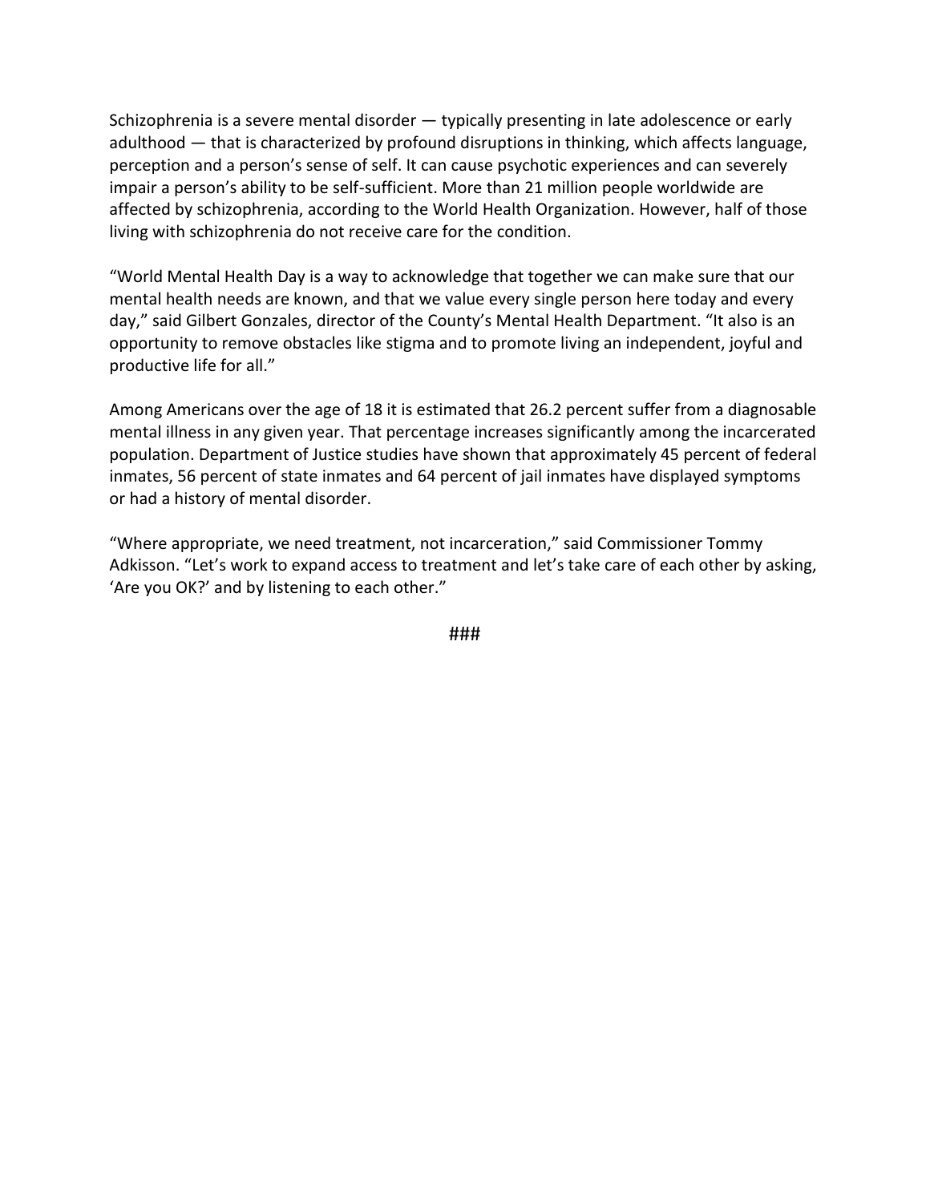Schizophrenia is a severe mental disorder — typically presenting in late adolescence or early adulthood — that is characterized by profound disruptions in thinking, which affects language, perception and a person's sense of self. It can cause psychotic experiences and can severely impair a person's ability to be self-sufficient. More than 21 million people worldwide are affected by schizophrenia, according to the World Health Organization. However, half of those living with schizophrenia do not receive care for the condition.

"World Mental Health Day is a way to acknowledge that together we can make sure that our mental health needs are known, and that we value every single person here today and every day," said Gilbert Gonzales, director of the County's Mental Health Department. "It also is an opportunity to remove obstacles like stigma and to promote living an independent, joyful and productive life for all."

Among Americans over the age of 18 it is estimated that 26.2 percent suffer from a diagnosable mental illness in any given year. That percentage increases significantly among the incarcerated population. Department of Justice studies have shown that approximately 45 percent of federal inmates, 56 percent of state inmates and 64 percent of jail inmates have displayed symptoms or had a history of mental disorder.

"Where appropriate, we need treatment, not incarceration," said Commissioner Tommy Adkisson. "Let's work to expand access to treatment and let's take care of each other by asking, 'Are you OK?' and by listening to each other."

###